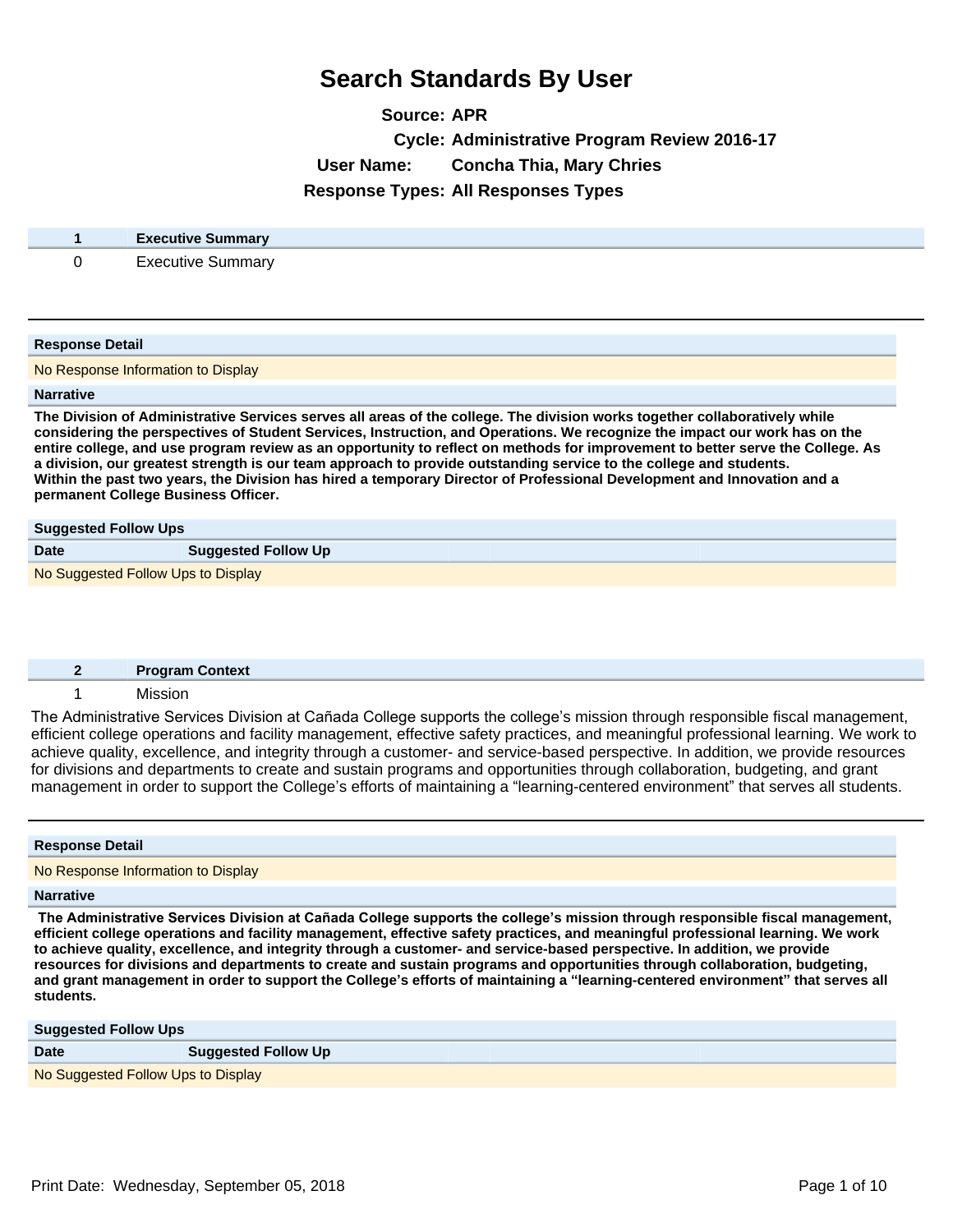# Search Standards By User

**Source:** APR
**Cycle:** Administrative Program Review 2016-17
**User Name:** Concha Thia, Mary Chries
**Response Types:** All Responses Types

| 1 | Executive Summary |
|---|---|
| 0 | Executive Summary |

**Response Detail**

No Response Information to Display

**Narrative**

**The Division of Administrative Services serves all areas of the college. The division works together collaboratively while considering the perspectives of Student Services, Instruction, and Operations. We recognize the impact our work has on the entire college, and use program review as an opportunity to reflect on methods for improvement to better serve the College. As a division, our greatest strength is our team approach to provide outstanding service to the college and students.**
**Within the past two years, the Division has hired a temporary Director of Professional Development and Innovation and a permanent College Business Officer.**

**Suggested Follow Ups**

| Date | Suggested Follow Up |
|---|---|
| No Suggested Follow Ups to Display | |

| 2 | Program Context |
|---|---|
| 1 | Mission |

The Administrative Services Division at Cañada College supports the college's mission through responsible fiscal management, efficient college operations and facility management, effective safety practices, and meaningful professional learning. We work to achieve quality, excellence, and integrity through a customer- and service-based perspective. In addition, we provide resources for divisions and departments to create and sustain programs and opportunities through collaboration, budgeting, and grant management in order to support the College's efforts of maintaining a "learning-centered environment" that serves all students.

**Response Detail**

No Response Information to Display

**Narrative**

**The Administrative Services Division at Cañada College supports the college's mission through responsible fiscal management, efficient college operations and facility management, effective safety practices, and meaningful professional learning. We work to achieve quality, excellence, and integrity through a customer- and service-based perspective. In addition, we provide resources for divisions and departments to create and sustain programs and opportunities through collaboration, budgeting, and grant management in order to support the College's efforts of maintaining a "learning-centered environment" that serves all students.**

**Suggested Follow Ups**

| Date | Suggested Follow Up |
|---|---|
| No Suggested Follow Ups to Display | |

Print Date: Wednesday, September 05, 2018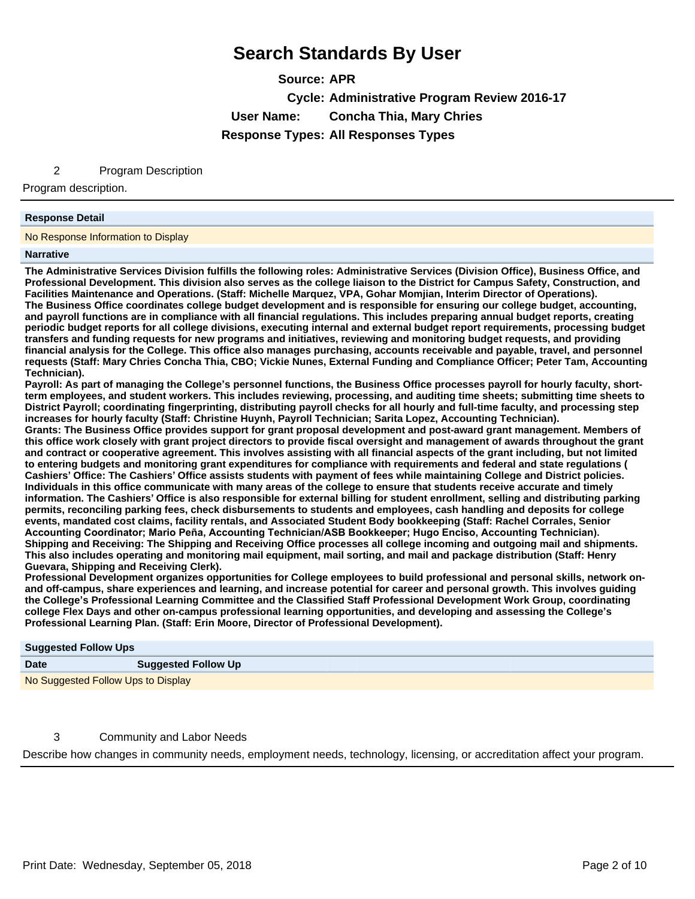# Search Standards By User

**Source:** APR

**Cycle:** Administrative Program Review 2016-17

**User Name:** Concha Thia, Mary Chries

**Response Types:** All Responses Types

## 2 Program Description

Program description.

**Response Detail**

No Response Information to Display

**Narrative**

**The Administrative Services Division fulfills the following roles: Administrative Services (Division Office), Business Office, and Professional Development. This division also serves as the college liaison to the District for Campus Safety, Construction, and Facilities Maintenance and Operations. (Staff: Michelle Marquez, VPA, Gohar Momjian, Interim Director of Operations).**

**The Business Office coordinates college budget development and is responsible for ensuring our college budget, accounting, and payroll functions are in compliance with all financial regulations. This includes preparing annual budget reports, creating periodic budget reports for all college divisions, executing internal and external budget report requirements, processing budget transfers and funding requests for new programs and initiatives, reviewing and monitoring budget requests, and providing financial analysis for the College. This office also manages purchasing, accounts receivable and payable, travel, and personnel requests (Staff: Mary Chries Concha Thia, CBO; Vickie Nunes, External Funding and Compliance Officer; Peter Tam, Accounting Technician).**

**Payroll: As part of managing the College's personnel functions, the Business Office processes payroll for hourly faculty, short-term employees, and student workers. This includes reviewing, processing, and auditing time sheets; submitting time sheets to District Payroll; coordinating fingerprinting, distributing payroll checks for all hourly and full-time faculty, and processing step increases for hourly faculty (Staff: Christine Huynh, Payroll Technician; Sarita Lopez, Accounting Technician).**

**Grants: The Business Office provides support for grant proposal development and post-award grant management. Members of this office work closely with grant project directors to provide fiscal oversight and management of awards throughout the grant and contract or cooperative agreement. This involves assisting with all financial aspects of the grant including, but not limited to entering budgets and monitoring grant expenditures for compliance with requirements and federal and state regulations ( Cashiers' Office: The Cashiers' Office assists students with payment of fees while maintaining College and District policies. Individuals in this office communicate with many areas of the college to ensure that students receive accurate and timely information. The Cashiers' Office is also responsible for external billing for student enrollment, selling and distributing parking permits, reconciling parking fees, check disbursements to students and employees, cash handling and deposits for college events, mandated cost claims, facility rentals, and Associated Student Body bookkeeping (Staff: Rachel Corrales, Senior Accounting Coordinator; Mario Peña, Accounting Technician/ASB Bookkeeper; Hugo Enciso, Accounting Technician).**

**Shipping and Receiving: The Shipping and Receiving Office processes all college incoming and outgoing mail and shipments. This also includes operating and monitoring mail equipment, mail sorting, and mail and package distribution (Staff: Henry Guevara, Shipping and Receiving Clerk).**

**Professional Development organizes opportunities for College employees to build professional and personal skills, network on- and off-campus, share experiences and learning, and increase potential for career and personal growth. This involves guiding the College's Professional Learning Committee and the Classified Staff Professional Development Work Group, coordinating college Flex Days and other on-campus professional learning opportunities, and developing and assessing the College's Professional Learning Plan. (Staff: Erin Moore, Director of Professional Development).**

**Suggested Follow Ups**

| Date | Suggested Follow Up |
|---|---|
| No Suggested Follow Ups to Display | |

## 3 Community and Labor Needs

Describe how changes in community needs, employment needs, technology, licensing, or accreditation affect your program.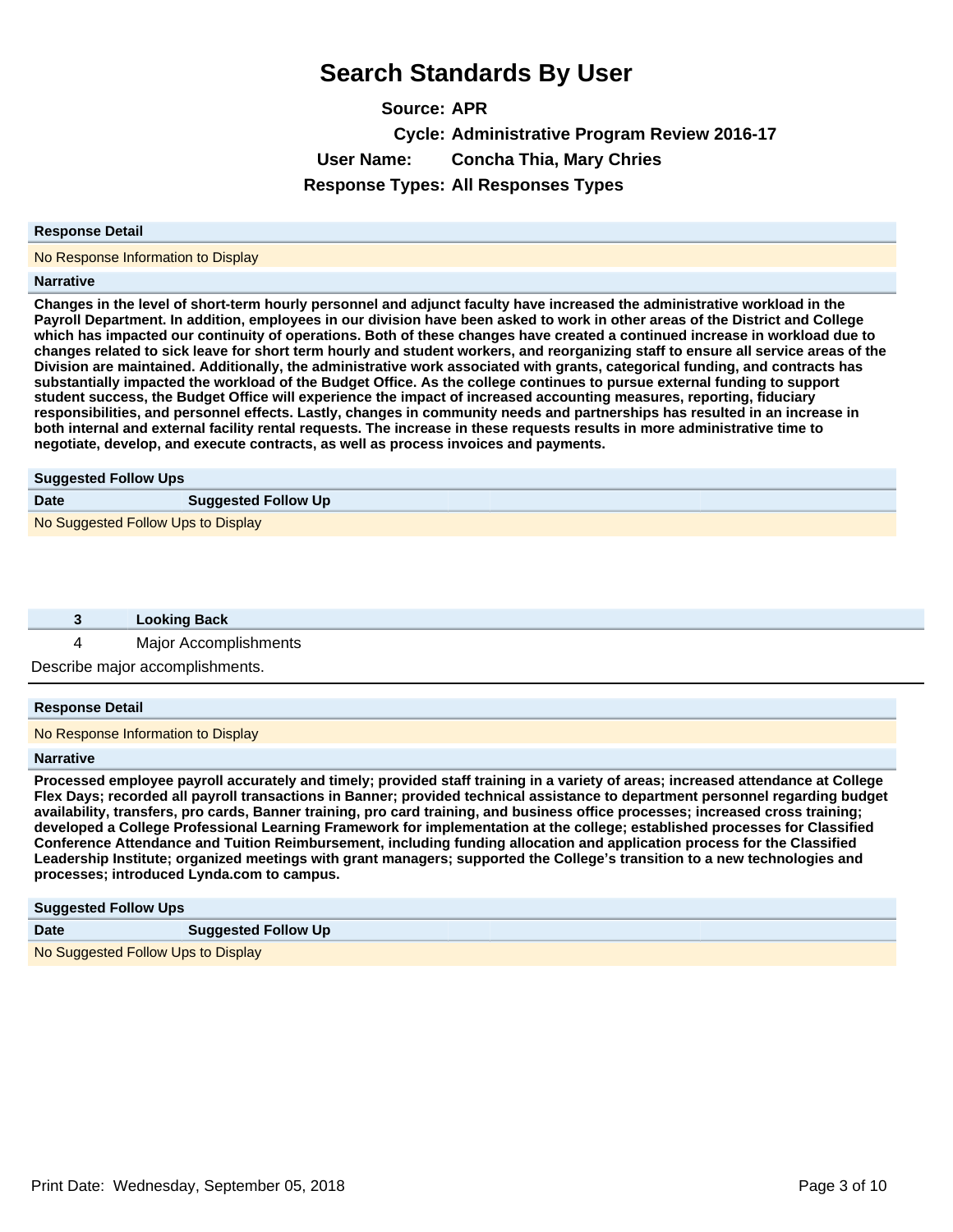# Search Standards By User

**Source:** APR
**Cycle:** Administrative Program Review 2016-17
**User Name:** Concha Thia, Mary Chries
**Response Types:** All Responses Types

**Response Detail**

No Response Information to Display

**Narrative**

**Changes in the level of short-term hourly personnel and adjunct faculty have increased the administrative workload in the Payroll Department. In addition, employees in our division have been asked to work in other areas of the District and College which has impacted our continuity of operations. Both of these changes have created a continued increase in workload due to changes related to sick leave for short term hourly and student workers, and reorganizing staff to ensure all service areas of the Division are maintained. Additionally, the administrative work associated with grants, categorical funding, and contracts has substantially impacted the workload of the Budget Office. As the college continues to pursue external funding to support student success, the Budget Office will experience the impact of increased accounting measures, reporting, fiduciary responsibilities, and personnel effects. Lastly, changes in community needs and partnerships has resulted in an increase in both internal and external facility rental requests. The increase in these requests results in more administrative time to negotiate, develop, and execute contracts, as well as process invoices and payments.**

**Suggested Follow Ups**

| Date | Suggested Follow Up |
|---|---|
| No Suggested Follow Ups to Display | |

| 3 | Looking Back |
|---|---|
| 4 | Major Accomplishments |

Describe major accomplishments.

**Response Detail**

No Response Information to Display

**Narrative**

**Processed employee payroll accurately and timely; provided staff training in a variety of areas; increased attendance at College Flex Days; recorded all payroll transactions in Banner; provided technical assistance to department personnel regarding budget availability, transfers, pro cards, Banner training, pro card training, and business office processes; increased cross training; developed a College Professional Learning Framework for implementation at the college; established processes for Classified Conference Attendance and Tuition Reimbursement, including funding allocation and application process for the Classified Leadership Institute; organized meetings with grant managers; supported the College's transition to a new technologies and processes; introduced Lynda.com to campus.**

**Suggested Follow Ups**

| Date | Suggested Follow Up |
|---|---|
| No Suggested Follow Ups to Display | |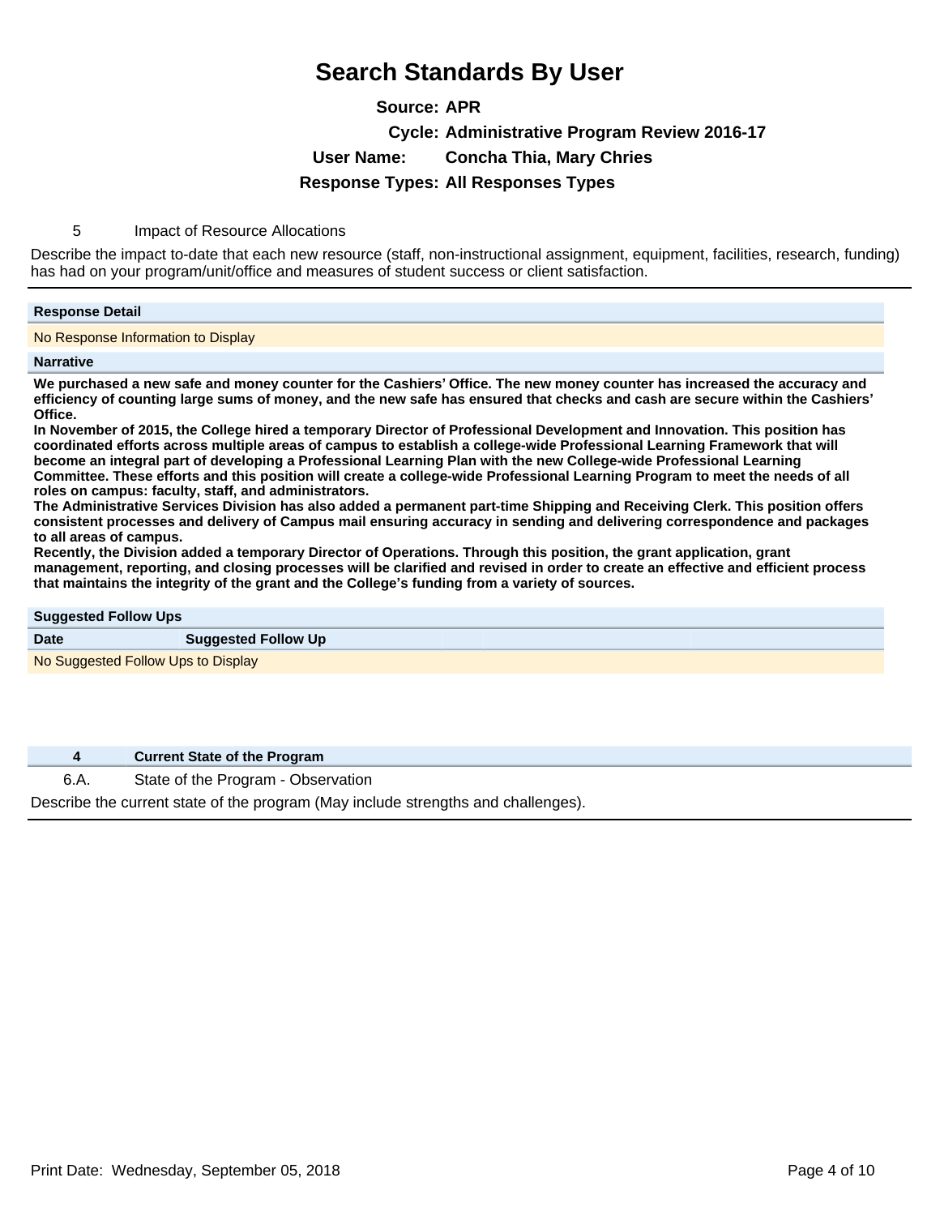# Search Standards By User

**Source:** APR
**Cycle:** Administrative Program Review 2016-17
**User Name:** Concha Thia, Mary Chries
**Response Types:** All Responses Types

5 Impact of Resource Allocations

Describe the impact to-date that each new resource (staff, non-instructional assignment, equipment, facilities, research, funding) has had on your program/unit/office and measures of student success or client satisfaction.

**Response Detail**

No Response Information to Display

**Narrative**

**We purchased a new safe and money counter for the Cashiers' Office. The new money counter has increased the accuracy and efficiency of counting large sums of money, and the new safe has ensured that checks and cash are secure within the Cashiers' Office.**
**In November of 2015, the College hired a temporary Director of Professional Development and Innovation. This position has coordinated efforts across multiple areas of campus to establish a college-wide Professional Learning Framework that will become an integral part of developing a Professional Learning Plan with the new College-wide Professional Learning Committee. These efforts and this position will create a college-wide Professional Learning Program to meet the needs of all roles on campus: faculty, staff, and administrators.**
**The Administrative Services Division has also added a permanent part-time Shipping and Receiving Clerk. This position offers consistent processes and delivery of Campus mail ensuring accuracy in sending and delivering correspondence and packages to all areas of campus.**
**Recently, the Division added a temporary Director of Operations. Through this position, the grant application, grant management, reporting, and closing processes will be clarified and revised in order to create an effective and efficient process that maintains the integrity of the grant and the College's funding from a variety of sources.**

**Suggested Follow Ups**

| Date | Suggested Follow Up |
| --- | --- |
| No Suggested Follow Ups to Display | |

| 4 | Current State of the Program |
| --- | --- |

6.A. State of the Program - Observation

Describe the current state of the program (May include strengths and challenges).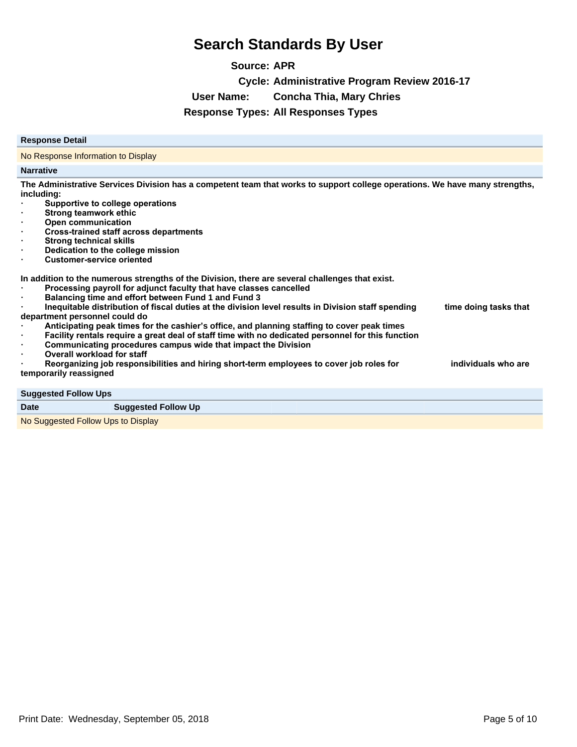# Search Standards By User

**Source:** APR

**Cycle:** Administrative Program Review 2016-17

**User Name:** Concha Thia, Mary Chries

**Response Types:** All Responses Types

| Response Detail |
| --- |
| No Response Information to Display |

**Narrative**

**The Administrative Services Division has a competent team that works to support college operations. We have many strengths, including:**

- **Supportive to college operations**
- **Strong teamwork ethic**
- **Open communication**
- **Cross-trained staff across departments**
- **Strong technical skills**
- **Dedication to the college mission**
- **Customer-service oriented**

**In addition to the numerous strengths of the Division, there are several challenges that exist.**

- **Processing payroll for adjunct faculty that have classes cancelled**
- **Balancing time and effort between Fund 1 and Fund 3**
- **Inequitable distribution of fiscal duties at the division level results in Division staff spending time doing tasks that department personnel could do**
- **Anticipating peak times for the cashier's office, and planning staffing to cover peak times**
- **Facility rentals require a great deal of staff time with no dedicated personnel for this function**
- **Communicating procedures campus wide that impact the Division**
- **Overall workload for staff**
- **Reorganizing job responsibilities and hiring short-term employees to cover job roles for individuals who are temporarily reassigned**

**Suggested Follow Ups**

| Date | Suggested Follow Up |
| --- | --- |
| No Suggested Follow Ups to Display | |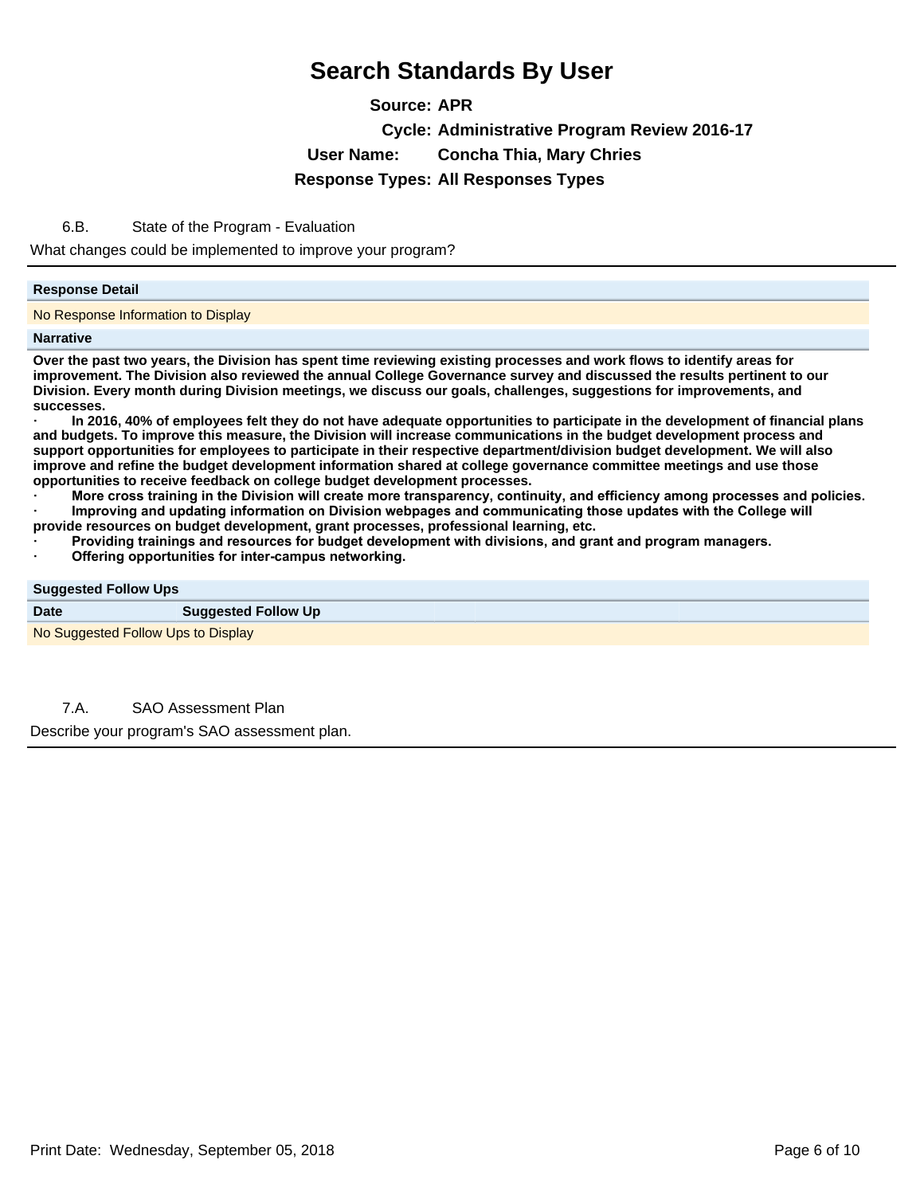# Search Standards By User

**Source:** APR
**Cycle:** Administrative Program Review 2016-17
**User Name:** Concha Thia, Mary Chries
**Response Types:** All Responses Types

6.B. State of the Program - Evaluation

What changes could be implemented to improve your program?

---

**Response Detail**

No Response Information to Display

**Narrative**

**Over the past two years, the Division has spent time reviewing existing processes and work flows to identify areas for improvement. The Division also reviewed the annual College Governance survey and discussed the results pertinent to our Division. Every month during Division meetings, we discuss our goals, challenges, suggestions for improvements, and successes.**

- **In 2016, 40% of employees felt they do not have adequate opportunities to participate in the development of financial plans and budgets. To improve this measure, the Division will increase communications in the budget development process and support opportunities for employees to participate in their respective department/division budget development. We will also improve and refine the budget development information shared at college governance committee meetings and use those opportunities to receive feedback on college budget development processes.**
- **More cross training in the Division will create more transparency, continuity, and efficiency among processes and policies.**
- **Improving and updating information on Division webpages and communicating those updates with the College will provide resources on budget development, grant processes, professional learning, etc.**
- **Providing trainings and resources for budget development with divisions, and grant and program managers.**
- **Offering opportunities for inter-campus networking.**

**Suggested Follow Ups**

| Date | Suggested Follow Up |
|---|---|
| No Suggested Follow Ups to Display | |

7.A. SAO Assessment Plan

Describe your program's SAO assessment plan.

---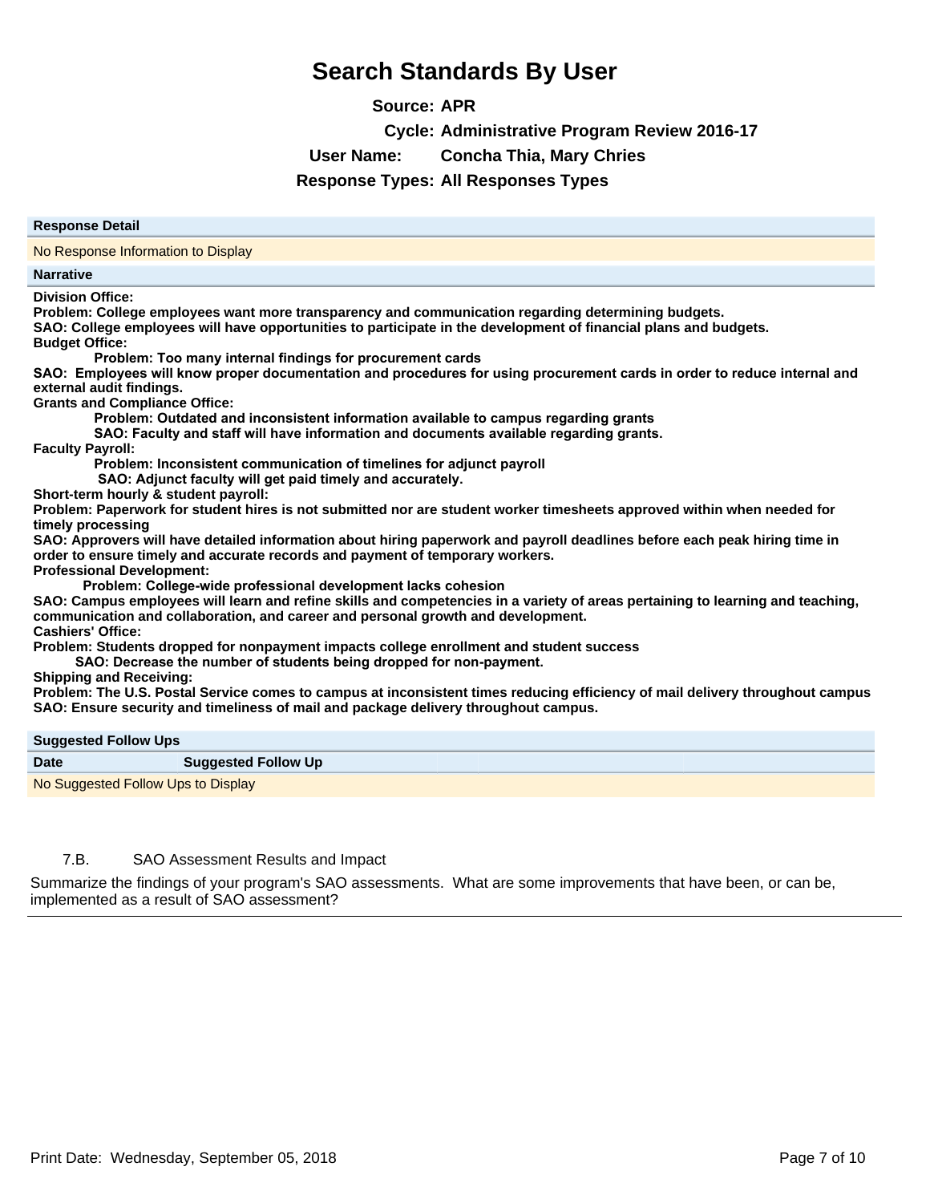# Search Standards By User

**Source:** APR

**Cycle:** Administrative Program Review 2016-17

**User Name:** Concha Thia, Mary Chries

**Response Types:** All Responses Types

| Response Detail |
| --- |
| No Response Information to Display |

**Narrative**

**Division Office:**
**Problem: College employees want more transparency and communication regarding determining budgets.**
**SAO: College employees will have opportunities to participate in the development of financial plans and budgets.**
**Budget Office:**
**Problem: Too many internal findings for procurement cards**
**SAO: Employees will know proper documentation and procedures for using procurement cards in order to reduce internal and external audit findings.**
**Grants and Compliance Office:**
**Problem: Outdated and inconsistent information available to campus regarding grants**
**SAO: Faculty and staff will have information and documents available regarding grants.**
**Faculty Payroll:**
**Problem: Inconsistent communication of timelines for adjunct payroll**
**SAO: Adjunct faculty will get paid timely and accurately.**
**Short-term hourly & student payroll:**
**Problem: Paperwork for student hires is not submitted nor are student worker timesheets approved within when needed for timely processing**
**SAO: Approvers will have detailed information about hiring paperwork and payroll deadlines before each peak hiring time in order to ensure timely and accurate records and payment of temporary workers.**
**Professional Development:**
**Problem: College-wide professional development lacks cohesion**
**SAO: Campus employees will learn and refine skills and competencies in a variety of areas pertaining to learning and teaching, communication and collaboration, and career and personal growth and development.**
**Cashiers' Office:**
**Problem: Students dropped for nonpayment impacts college enrollment and student success**
**SAO: Decrease the number of students being dropped for non-payment.**
**Shipping and Receiving:**
**Problem: The U.S. Postal Service comes to campus at inconsistent times reducing efficiency of mail delivery throughout campus**
**SAO: Ensure security and timeliness of mail and package delivery throughout campus.**

**Suggested Follow Ups**

| Date | Suggested Follow Up |
| --- | --- |
| No Suggested Follow Ups to Display | |

7.B. SAO Assessment Results and Impact

Summarize the findings of your program's SAO assessments. What are some improvements that have been, or can be, implemented as a result of SAO assessment?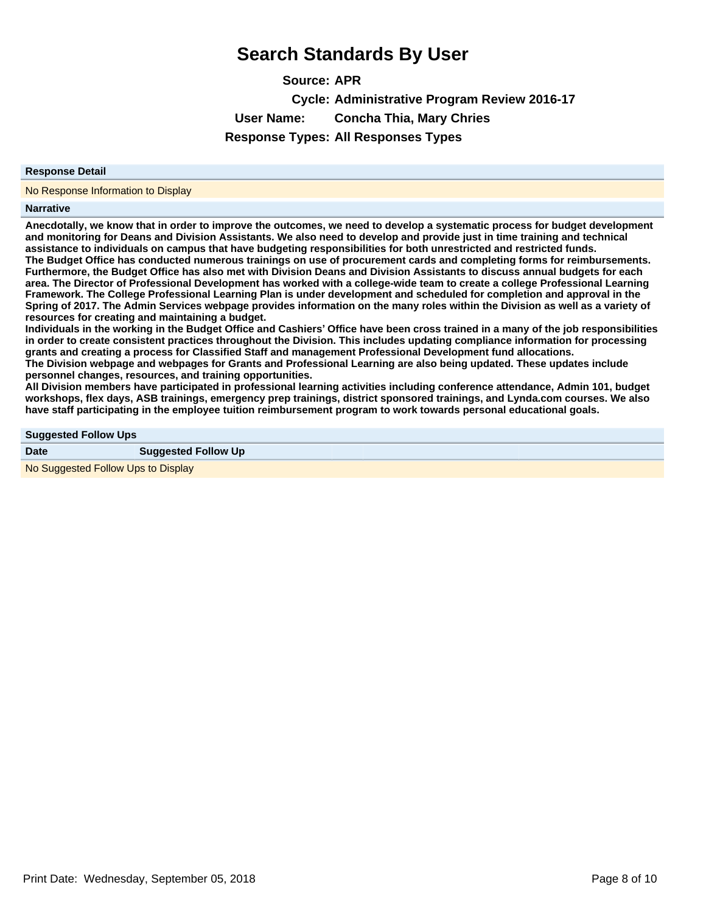# Search Standards By User

**Source:** APR

**Cycle:** Administrative Program Review 2016-17

**User Name:** Concha Thia, Mary Chries

**Response Types:** All Responses Types

**Response Detail**

No Response Information to Display

**Narrative**

**Anecdotally, we know that in order to improve the outcomes, we need to develop a systematic process for budget development and monitoring for Deans and Division Assistants. We also need to develop and provide just in time training and technical assistance to individuals on campus that have budgeting responsibilities for both unrestricted and restricted funds.**
**The Budget Office has conducted numerous trainings on use of procurement cards and completing forms for reimbursements. Furthermore, the Budget Office has also met with Division Deans and Division Assistants to discuss annual budgets for each area. The Director of Professional Development has worked with a college-wide team to create a college Professional Learning Framework. The College Professional Learning Plan is under development and scheduled for completion and approval in the Spring of 2017. The Admin Services webpage provides information on the many roles within the Division as well as a variety of resources for creating and maintaining a budget.**
**Individuals in the working in the Budget Office and Cashiers' Office have been cross trained in a many of the job responsibilities in order to create consistent practices throughout the Division. This includes updating compliance information for processing grants and creating a process for Classified Staff and management Professional Development fund allocations.**
**The Division webpage and webpages for Grants and Professional Learning are also being updated. These updates include personnel changes, resources, and training opportunities.**
**All Division members have participated in professional learning activities including conference attendance, Admin 101, budget workshops, flex days, ASB trainings, emergency prep trainings, district sponsored trainings, and Lynda.com courses. We also have staff participating in the employee tuition reimbursement program to work towards personal educational goals.**

**Suggested Follow Ups**

| Date | Suggested Follow Up |
|---|---|
| No Suggested Follow Ups to Display | |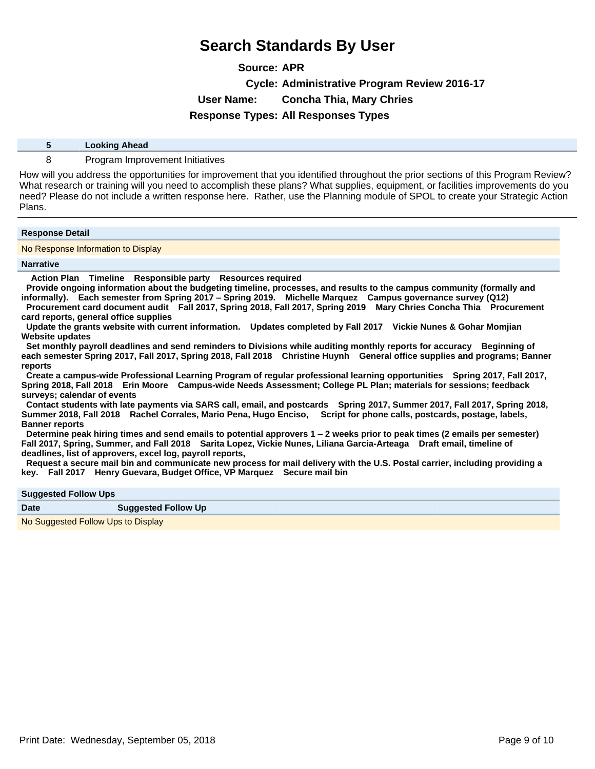# Search Standards By User

**Source:** APR

**Cycle:** Administrative Program Review 2016-17

**User Name:** Concha Thia, Mary Chries

**Response Types:** All Responses Types

| 5 | Looking Ahead |
|---|---|
| 8 | Program Improvement Initiatives |

How will you address the opportunities for improvement that you identified throughout the prior sections of this Program Review? What research or training will you need to accomplish these plans? What supplies, equipment, or facilities improvements do you need? Please do not include a written response here. Rather, use the Planning module of SPOL to create your Strategic Action Plans.

**Response Detail**

No Response Information to Display

**Narrative**

**Action Plan Timeline Responsible party Resources required**

**Provide ongoing information about the budgeting timeline, processes, and results to the campus community (formally and informally). Each semester from Spring 2017 – Spring 2019. Michelle Marquez Campus governance survey (Q12)**

**Procurement card document audit Fall 2017, Spring 2018, Fall 2017, Spring 2019 Mary Chries Concha Thia Procurement card reports, general office supplies**

**Update the grants website with current information. Updates completed by Fall 2017 Vickie Nunes & Gohar Momjian Website updates**

**Set monthly payroll deadlines and send reminders to Divisions while auditing monthly reports for accuracy Beginning of each semester Spring 2017, Fall 2017, Spring 2018, Fall 2018 Christine Huynh General office supplies and programs; Banner reports**

**Create a campus-wide Professional Learning Program of regular professional learning opportunities Spring 2017, Fall 2017, Spring 2018, Fall 2018 Erin Moore Campus-wide Needs Assessment; College PL Plan; materials for sessions; feedback surveys; calendar of events**

**Contact students with late payments via SARS call, email, and postcards Spring 2017, Summer 2017, Fall 2017, Spring 2018, Summer 2018, Fall 2018 Rachel Corrales, Mario Pena, Hugo Enciso, Script for phone calls, postcards, postage, labels, Banner reports**

**Determine peak hiring times and send emails to potential approvers 1 – 2 weeks prior to peak times (2 emails per semester) Fall 2017, Spring, Summer, and Fall 2018 Sarita Lopez, Vickie Nunes, Liliana Garcia-Arteaga Draft email, timeline of deadlines, list of approvers, excel log, payroll reports,**

**Request a secure mail bin and communicate new process for mail delivery with the U.S. Postal carrier, including providing a key. Fall 2017 Henry Guevara, Budget Office, VP Marquez Secure mail bin**

**Suggested Follow Ups**

| Date | Suggested Follow Up |
|---|---|
| No Suggested Follow Ups to Display | |

Print Date: Wednesday, September 05, 2018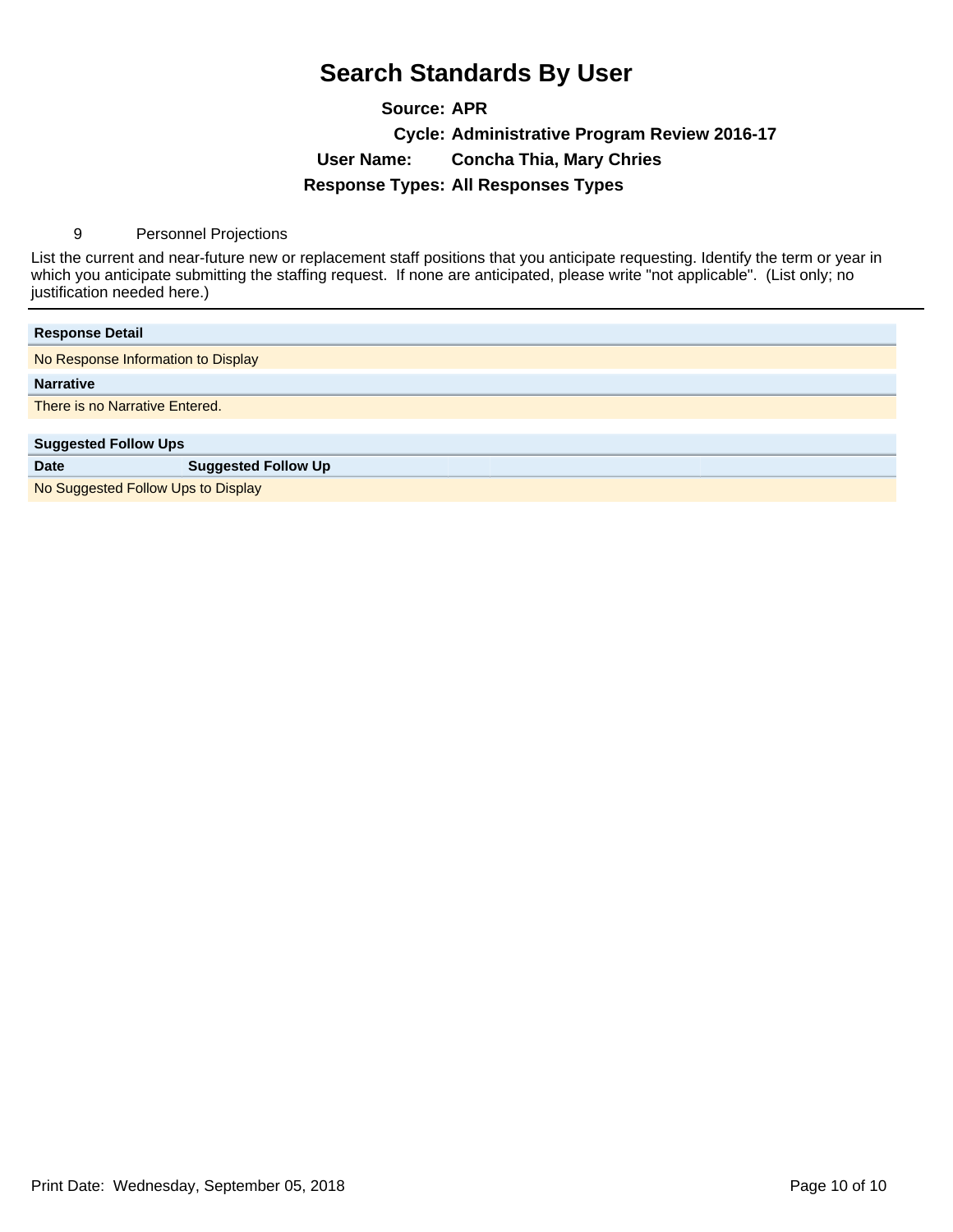# Search Standards By User

**Source:** APR
**Cycle:** Administrative Program Review 2016-17
**User Name:** Concha Thia, Mary Chries
**Response Types:** All Responses Types

9 Personnel Projections

List the current and near-future new or replacement staff positions that you anticipate requesting. Identify the term or year in which you anticipate submitting the staffing request. If none are anticipated, please write "not applicable". (List only; no justification needed here.)

---

**Response Detail**

No Response Information to Display

**Narrative**

There is no Narrative Entered.

**Suggested Follow Ups**

| Date | Suggested Follow Up |
|---|---|
| No Suggested Follow Ups to Display | |

Print Date: Wednesday, September 05, 2018